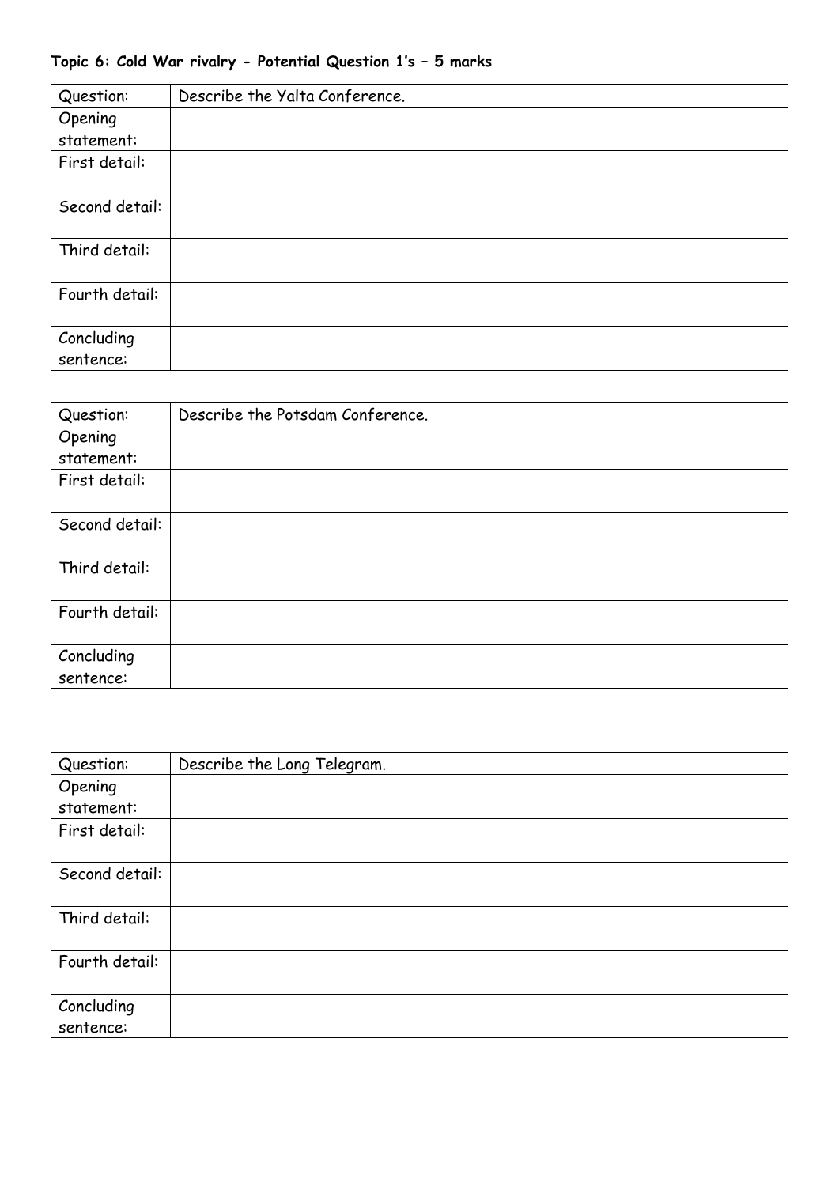**Topic 6: Cold War rivalry - Potential Question 1's – 5 marks**

| Question: | Describe the Yalta Conference. |
|---|---|
| Opening statement: | |
| First detail: | |
| Second detail: | |
| Third detail: | |
| Fourth detail: | |
| Concluding sentence: | |

| Question: | Describe the Potsdam Conference. |
|---|---|
| Opening statement: | |
| First detail: | |
| Second detail: | |
| Third detail: | |
| Fourth detail: | |
| Concluding sentence: | |

| Question: | Describe the Long Telegram. |
|---|---|
| Opening statement: | |
| First detail: | |
| Second detail: | |
| Third detail: | |
| Fourth detail: | |
| Concluding sentence: | |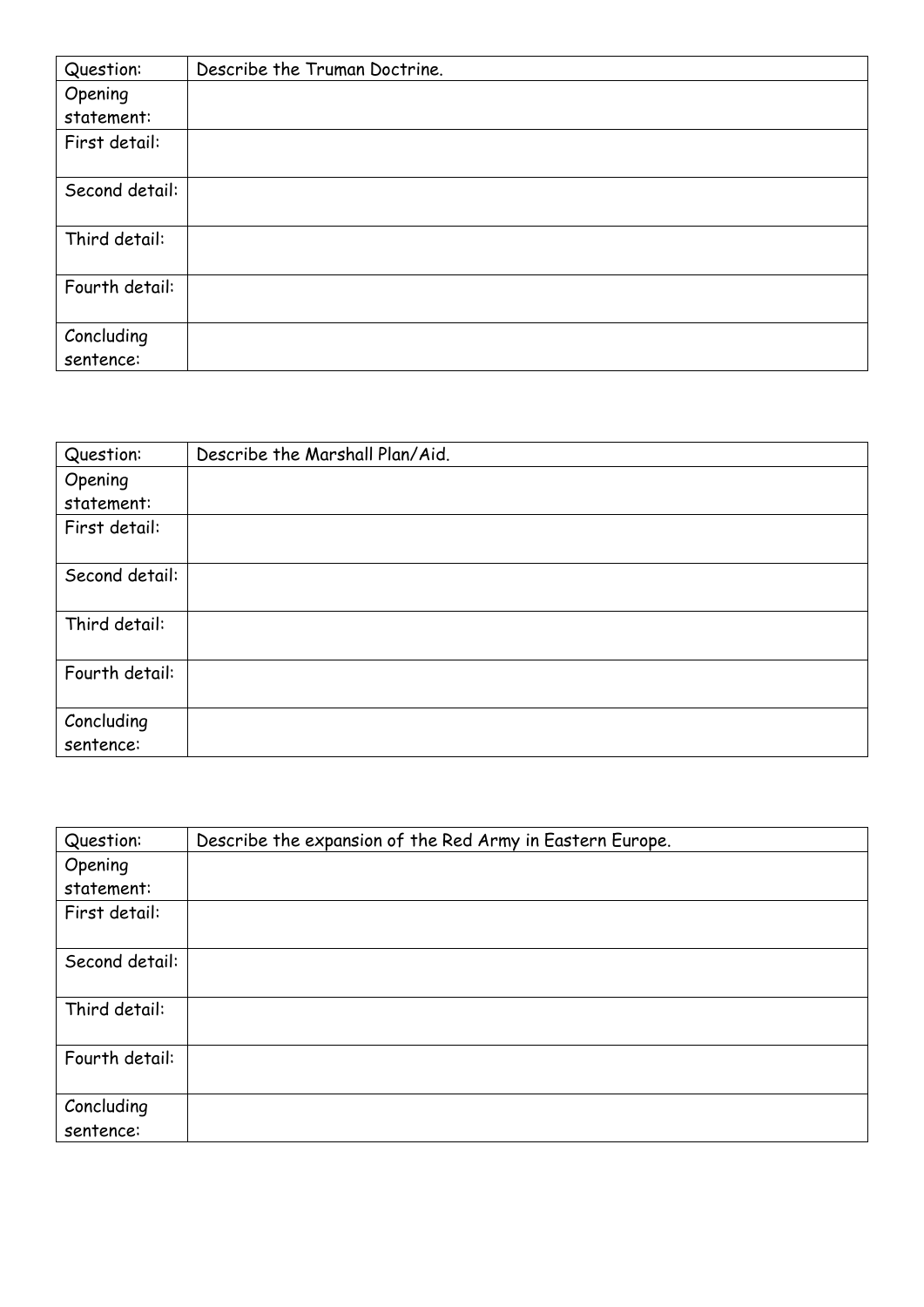| Question: | Describe the Truman Doctrine. |
| --- | --- |
| Opening statement: | |
| First detail: | |
| Second detail: | |
| Third detail: | |
| Fourth detail: | |
| Concluding sentence: | |

| Question: | Describe the Marshall Plan/Aid. |
| --- | --- |
| Opening statement: | |
| First detail: | |
| Second detail: | |
| Third detail: | |
| Fourth detail: | |
| Concluding sentence: | |

| Question: | Describe the expansion of the Red Army in Eastern Europe. |
| --- | --- |
| Opening statement: | |
| First detail: | |
| Second detail: | |
| Third detail: | |
| Fourth detail: | |
| Concluding sentence: | |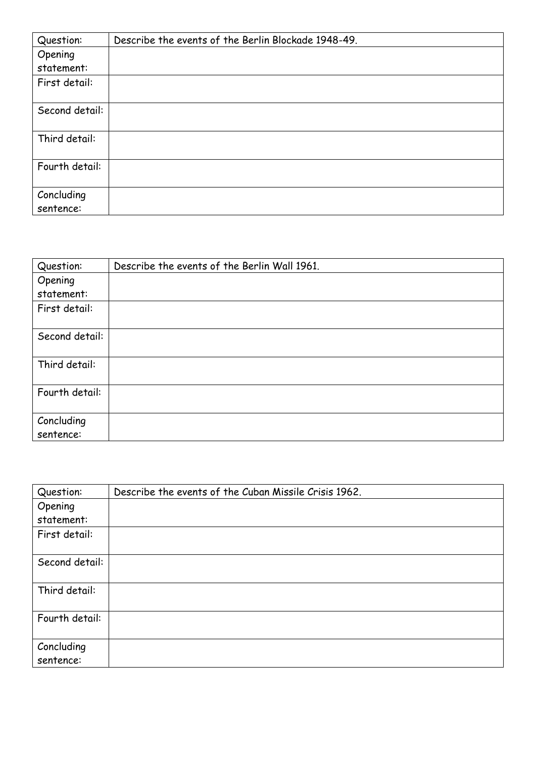| Question: | Describe the events of the Berlin Blockade 1948-49. |
| --- | --- |
| Opening statement: | |
| First detail: | |
| Second detail: | |
| Third detail: | |
| Fourth detail: | |
| Concluding sentence: | |

| Question: | Describe the events of the Berlin Wall 1961. |
| --- | --- |
| Opening statement: | |
| First detail: | |
| Second detail: | |
| Third detail: | |
| Fourth detail: | |
| Concluding sentence: | |

| Question: | Describe the events of the Cuban Missile Crisis 1962. |
| --- | --- |
| Opening statement: | |
| First detail: | |
| Second detail: | |
| Third detail: | |
| Fourth detail: | |
| Concluding sentence: | |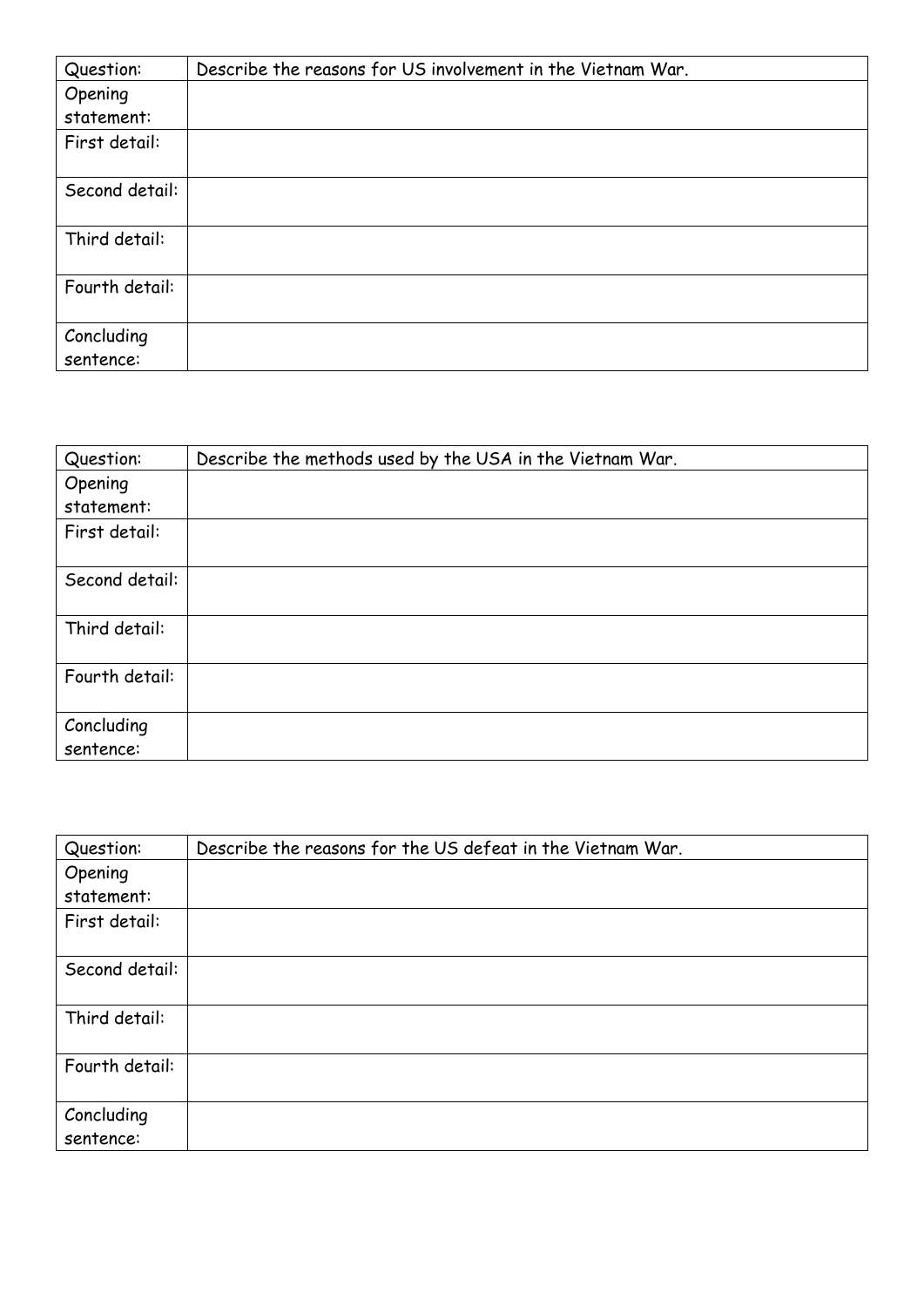| Question: | Describe the reasons for US involvement in the Vietnam War. |
| --- | --- |
| Opening statement: | |
| First detail: | |
| Second detail: | |
| Third detail: | |
| Fourth detail: | |
| Concluding sentence: | |

| Question: | Describe the methods used by the USA in the Vietnam War. |
| --- | --- |
| Opening statement: | |
| First detail: | |
| Second detail: | |
| Third detail: | |
| Fourth detail: | |
| Concluding sentence: | |

| Question: | Describe the reasons for the US defeat in the Vietnam War. |
| --- | --- |
| Opening statement: | |
| First detail: | |
| Second detail: | |
| Third detail: | |
| Fourth detail: | |
| Concluding sentence: | |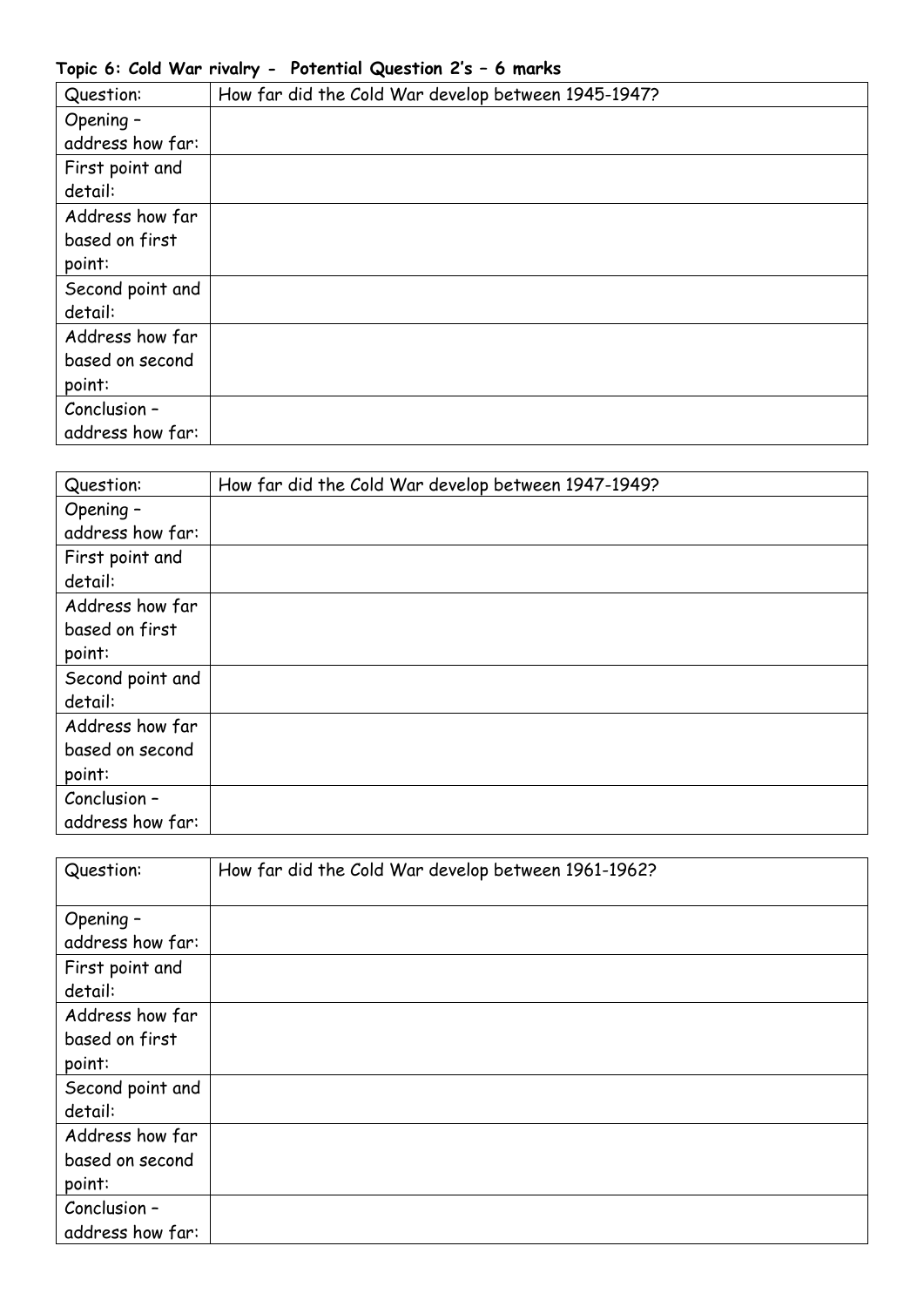**Topic 6: Cold War rivalry - Potential Question 2's – 6 marks**

| Question: | How far did the Cold War develop between 1945-1947? |
|---|---|
| Opening – address how far: | |
| First point and detail: | |
| Address how far based on first point: | |
| Second point and detail: | |
| Address how far based on second point: | |
| Conclusion – address how far: | |

| Question: | How far did the Cold War develop between 1947-1949? |
|---|---|
| Opening – address how far: | |
| First point and detail: | |
| Address how far based on first point: | |
| Second point and detail: | |
| Address how far based on second point: | |
| Conclusion – address how far: | |

| Question: | How far did the Cold War develop between 1961-1962? |
|---|---|
| Opening – address how far: | |
| First point and detail: | |
| Address how far based on first point: | |
| Second point and detail: | |
| Address how far based on second point: | |
| Conclusion – address how far: | |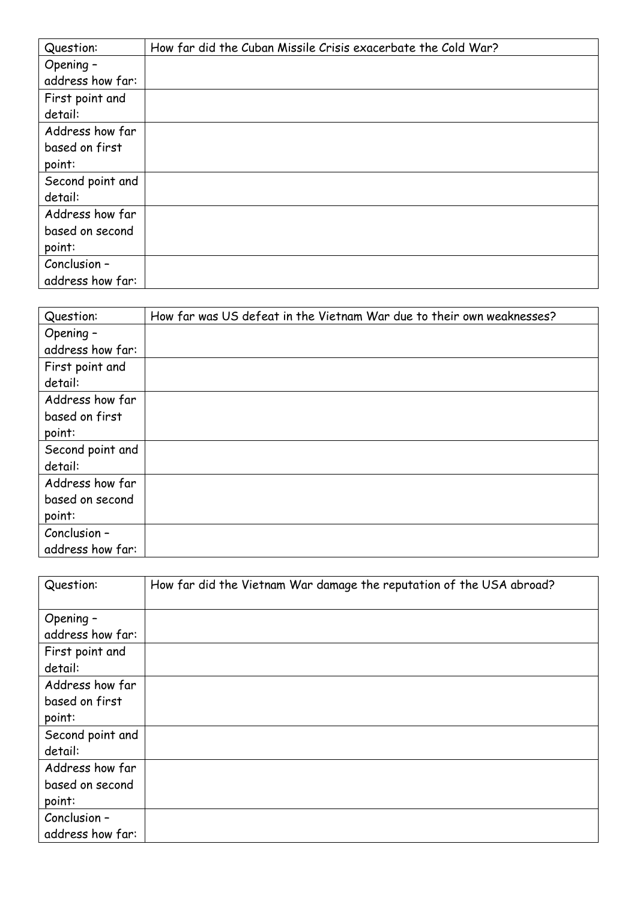| Question: | How far did the Cuban Missile Crisis exacerbate the Cold War? |
| --- | --- |
| Opening – address how far: | |
| First point and detail: | |
| Address how far based on first point: | |
| Second point and detail: | |
| Address how far based on second point: | |
| Conclusion – address how far: | |

| Question: | How far was US defeat in the Vietnam War due to their own weaknesses? |
| --- | --- |
| Opening – address how far: | |
| First point and detail: | |
| Address how far based on first point: | |
| Second point and detail: | |
| Address how far based on second point: | |
| Conclusion – address how far: | |

| Question: | How far did the Vietnam War damage the reputation of the USA abroad? |
| --- | --- |
| Opening – address how far: | |
| First point and detail: | |
| Address how far based on first point: | |
| Second point and detail: | |
| Address how far based on second point: | |
| Conclusion – address how far: | |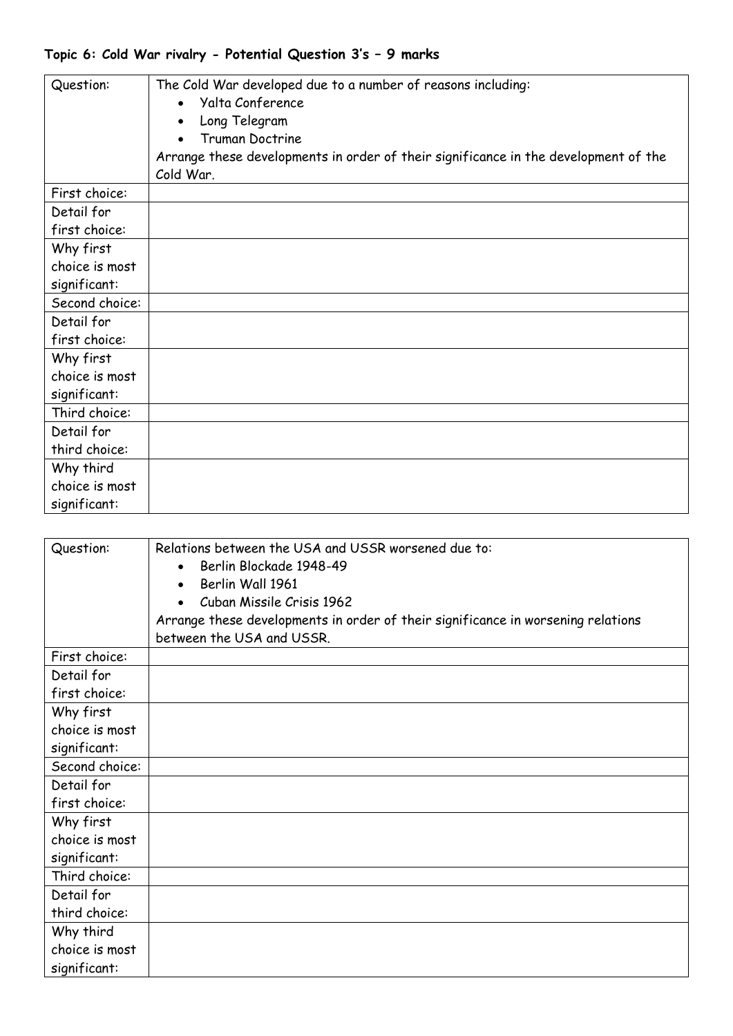**Topic 6: Cold War rivalry - Potential Question 3's – 9 marks**

| Question: | The Cold War developed due to a number of reasons including:<br>• Yalta Conference<br>• Long Telegram<br>• Truman Doctrine<br>Arrange these developments in order of their significance in the development of the Cold War. |
|---|---|
| First choice: | |
| Detail for first choice: | |
| Why first choice is most significant: | |
| Second choice: | |
| Detail for first choice: | |
| Why first choice is most significant: | |
| Third choice: | |
| Detail for third choice: | |
| Why third choice is most significant: | |

| Question: | Relations between the USA and USSR worsened due to:<br>• Berlin Blockade 1948-49<br>• Berlin Wall 1961<br>• Cuban Missile Crisis 1962<br>Arrange these developments in order of their significance in worsening relations between the USA and USSR. |
|---|---|
| First choice: | |
| Detail for first choice: | |
| Why first choice is most significant: | |
| Second choice: | |
| Detail for first choice: | |
| Why first choice is most significant: | |
| Third choice: | |
| Detail for third choice: | |
| Why third choice is most significant: | |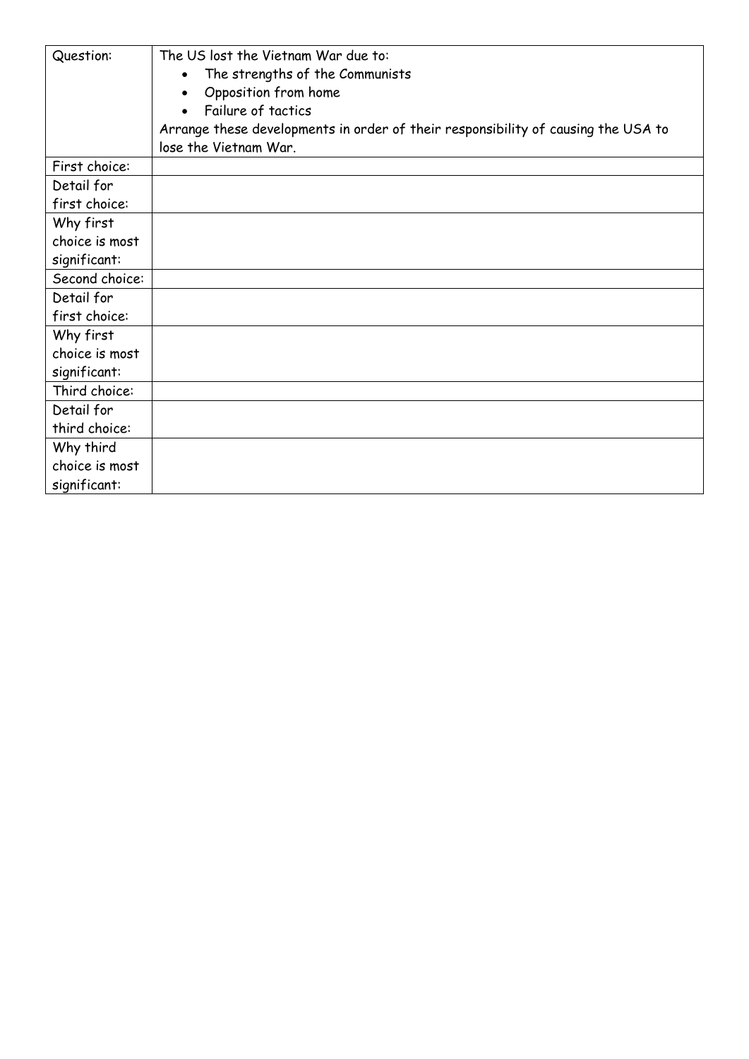| Question: | The US lost the Vietnam War due to:<br>• The strengths of the Communists<br>• Opposition from home<br>• Failure of tactics<br>Arrange these developments in order of their responsibility of causing the USA to lose the Vietnam War. |
|---|---|
| First choice: | |
| Detail for first choice: | |
| Why first choice is most significant: | |
| Second choice: | |
| Detail for first choice: | |
| Why first choice is most significant: | |
| Third choice: | |
| Detail for third choice: | |
| Why third choice is most significant: | |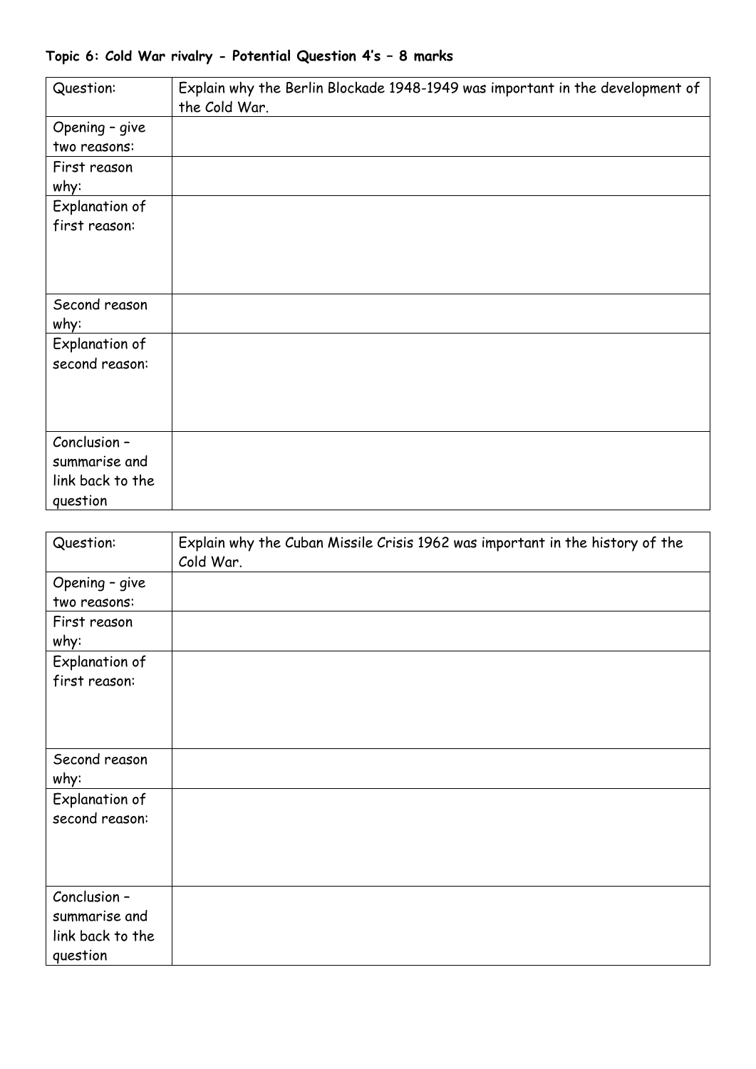**Topic 6: Cold War rivalry - Potential Question 4's – 8 marks**

| Question: | Explain why the Berlin Blockade 1948-1949 was important in the development of the Cold War. |
|---|---|
| Opening – give two reasons: | |
| First reason why: | |
| Explanation of first reason: | |
| Second reason why: | |
| Explanation of second reason: | |
| Conclusion – summarise and link back to the question | |

| Question: | Explain why the Cuban Missile Crisis 1962 was important in the history of the Cold War. |
|---|---|
| Opening – give two reasons: | |
| First reason why: | |
| Explanation of first reason: | |
| Second reason why: | |
| Explanation of second reason: | |
| Conclusion – summarise and link back to the question | |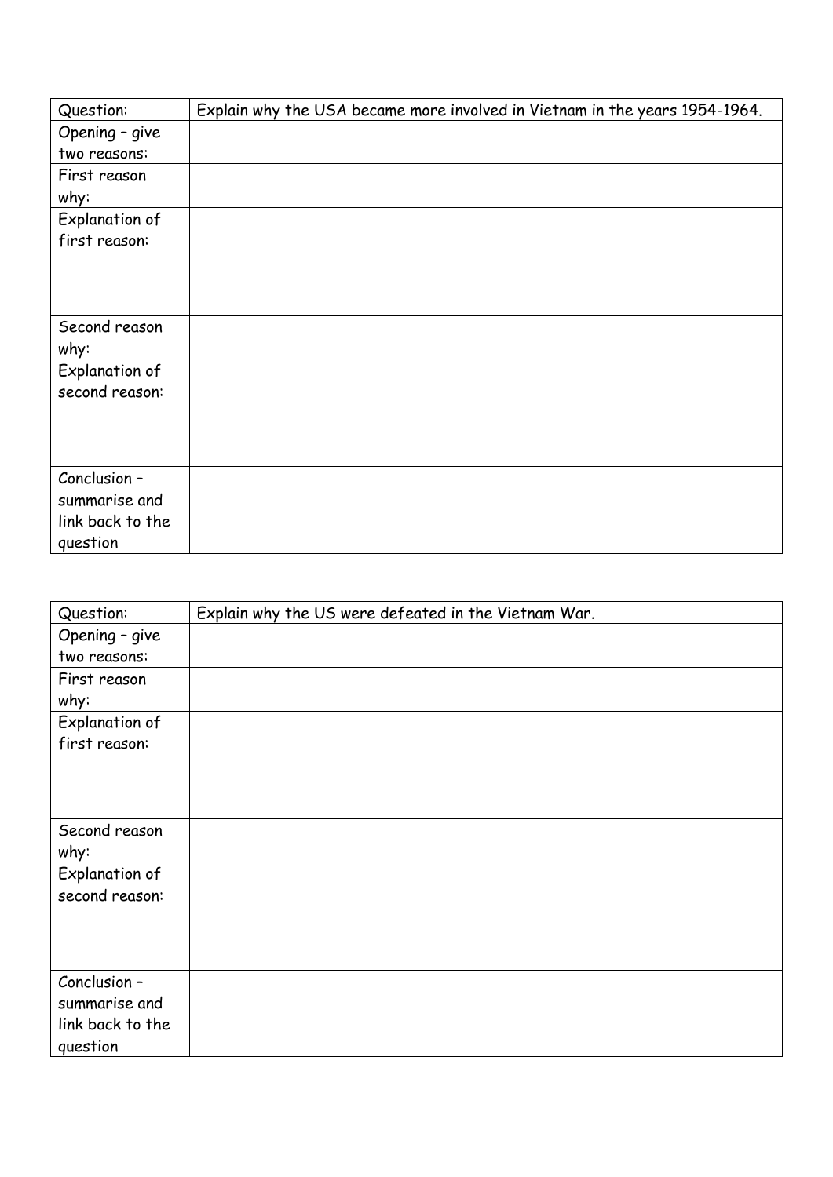| Question: | Explain why the USA became more involved in Vietnam in the years 1954-1964. |
|---|---|
| Opening – give two reasons: | |
| First reason why: | |
| Explanation of first reason: | |
| Second reason why: | |
| Explanation of second reason: | |
| Conclusion – summarise and link back to the question | |

| Question: | Explain why the US were defeated in the Vietnam War. |
|---|---|
| Opening – give two reasons: | |
| First reason why: | |
| Explanation of first reason: | |
| Second reason why: | |
| Explanation of second reason: | |
| Conclusion – summarise and link back to the question | |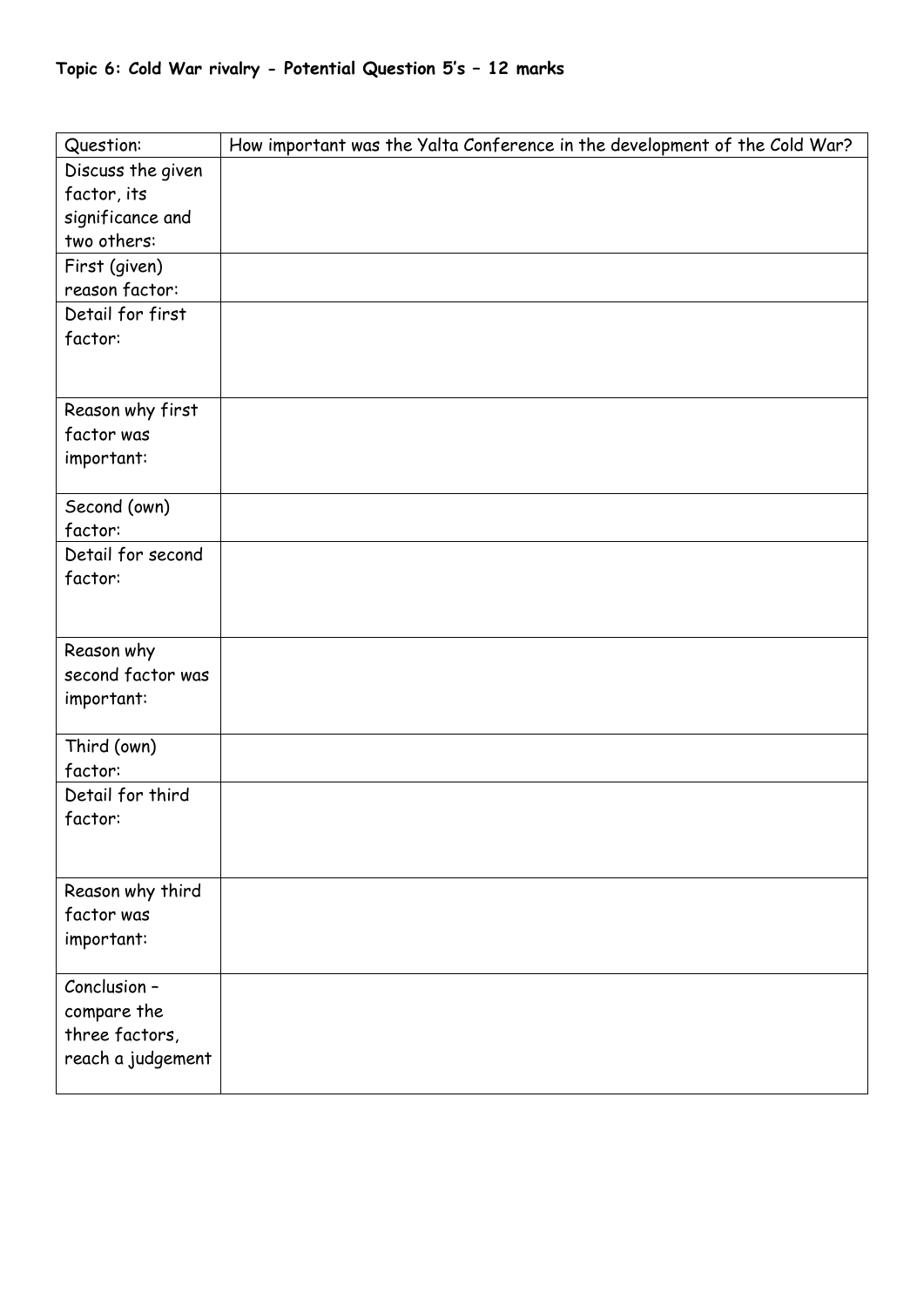**Topic 6: Cold War rivalry - Potential Question 5's – 12 marks**

| Question: | How important was the Yalta Conference in the development of the Cold War? |
|---|---|
| Discuss the given factor, its significance and two others: | |
| First (given) reason factor: | |
| Detail for first factor: | |
| Reason why first factor was important: | |
| Second (own) factor: | |
| Detail for second factor: | |
| Reason why second factor was important: | |
| Third (own) factor: | |
| Detail for third factor: | |
| Reason why third factor was important: | |
| Conclusion – compare the three factors, reach a judgement | |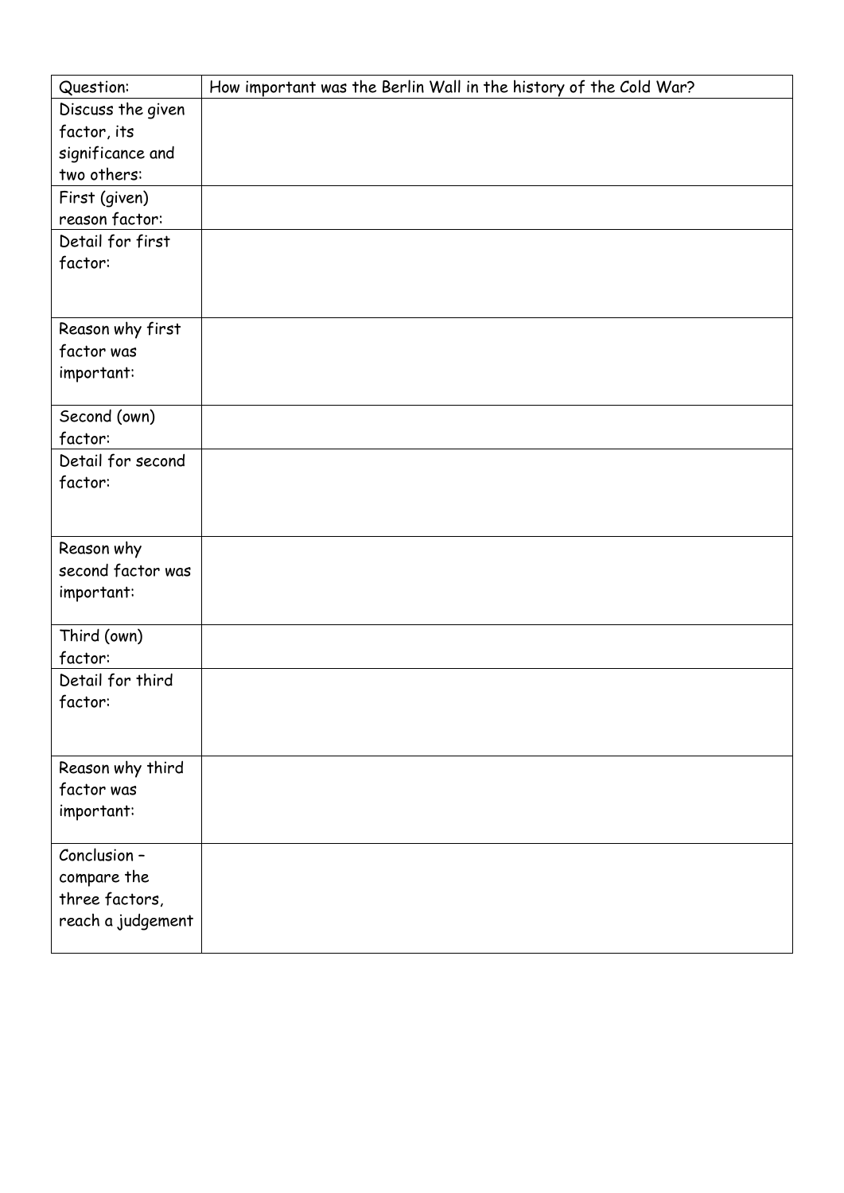| Question: | How important was the Berlin Wall in the history of the Cold War? |
| --- | --- |
| Discuss the given factor, its significance and two others: | |
| First (given) reason factor: | |
| Detail for first factor: | |
| Reason why first factor was important: | |
| Second (own) factor: | |
| Detail for second factor: | |
| Reason why second factor was important: | |
| Third (own) factor: | |
| Detail for third factor: | |
| Reason why third factor was important: | |
| Conclusion – compare the three factors, reach a judgement | |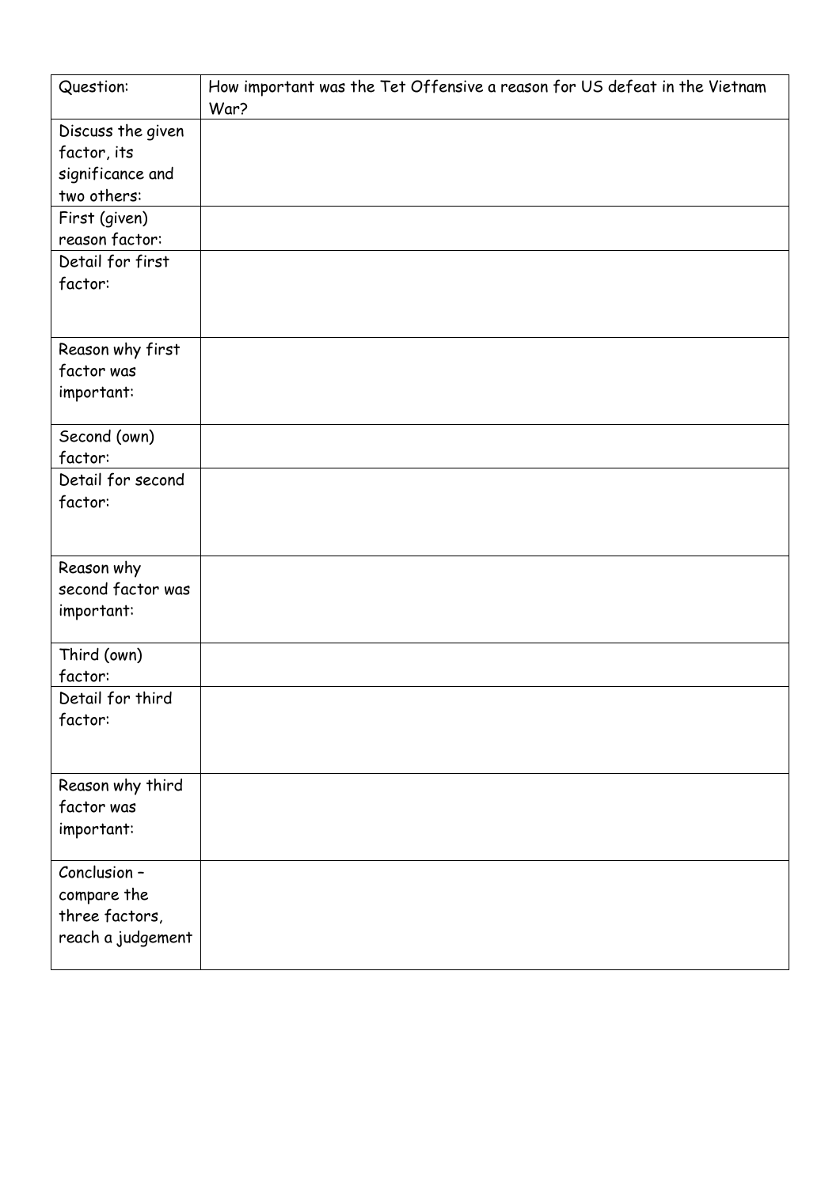| | |
|---|---|
| Question: | How important was the Tet Offensive a reason for US defeat in the Vietnam War? |
| Discuss the given factor, its significance and two others: | |
| First (given) reason factor: | |
| Detail for first factor: | |
| Reason why first factor was important: | |
| Second (own) factor: | |
| Detail for second factor: | |
| Reason why second factor was important: | |
| Third (own) factor: | |
| Detail for third factor: | |
| Reason why third factor was important: | |
| Conclusion – compare the three factors, reach a judgement | |